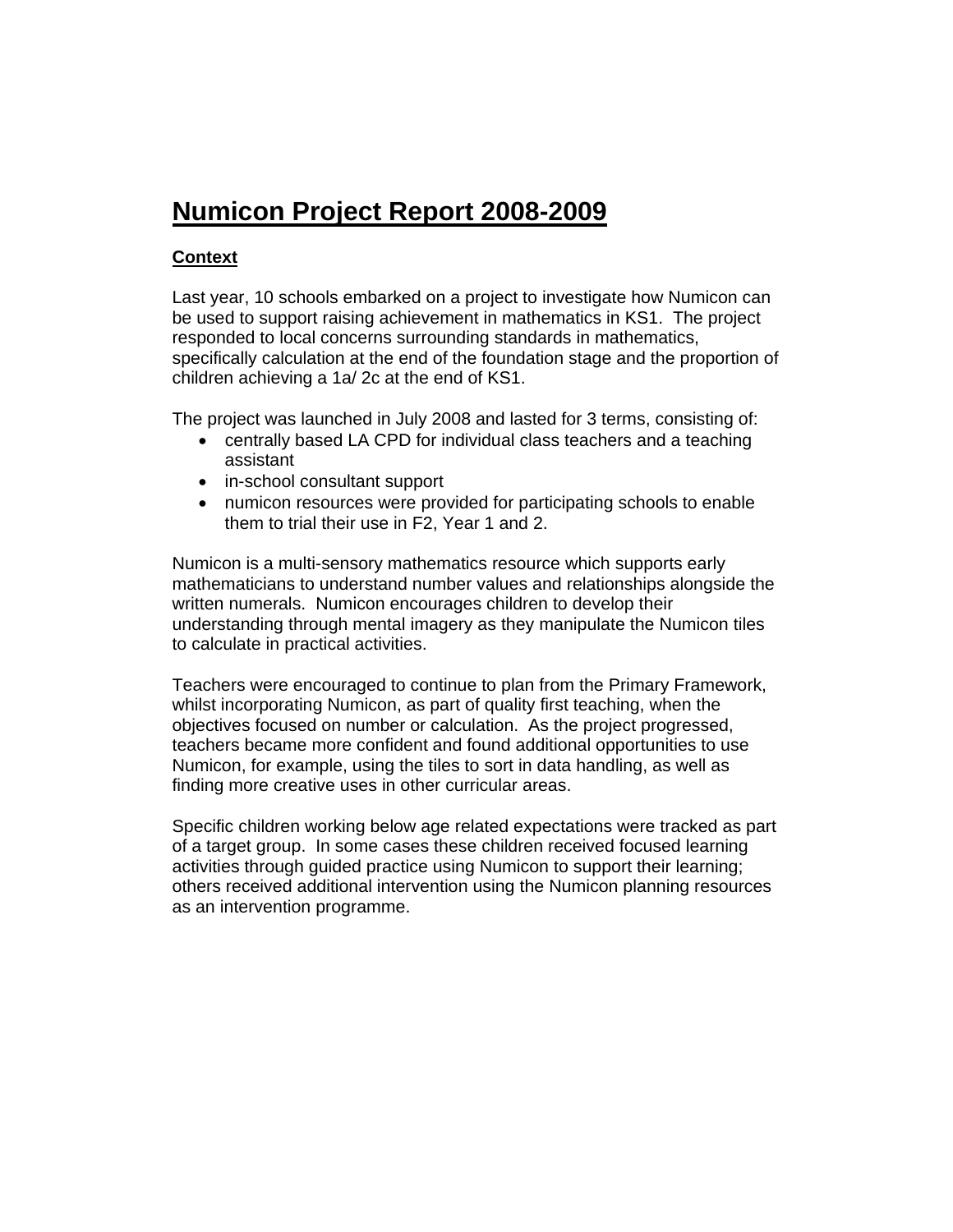# Numicon Project Report 2008-2009

## Context

Last year, 10 schools embarked on a project to investigate how Numicon can be used to support raising achievement in mathematics in KS1. The project responded to local concerns surrounding standards in mathematics, specifically calculation at the end of the foundation stage and the proportion of children achieving a 1a/ 2c at the end of KS1.

The project was launched in July 2008 and lasted for 3 terms, consisting of:

- centrally based LA CPD for individual class teachers and a teaching assistant
- in-school consultant support
- numicon resources were provided for participating schools to enable them to trial their use in F2, Year 1 and 2.

Numicon is a multi-sensory mathematics resource which supports early mathematicians to understand number values and relationships alongside the written numerals. Numicon encourages children to develop their understanding through mental imagery as they manipulate the Numicon tiles to calculate in practical activities.

Teachers were encouraged to continue to plan from the Primary Framework, whilst incorporating Numicon, as part of quality first teaching, when the objectives focused on number or calculation. As the project progressed, teachers became more confident and found additional opportunities to use Numicon, for example, using the tiles to sort in data handling, as well as finding more creative uses in other curricular areas.

Specific children working below age related expectations were tracked as part of a target group. In some cases these children received focused learning activities through guided practice using Numicon to support their learning; others received additional intervention using the Numicon planning resources as an intervention programme.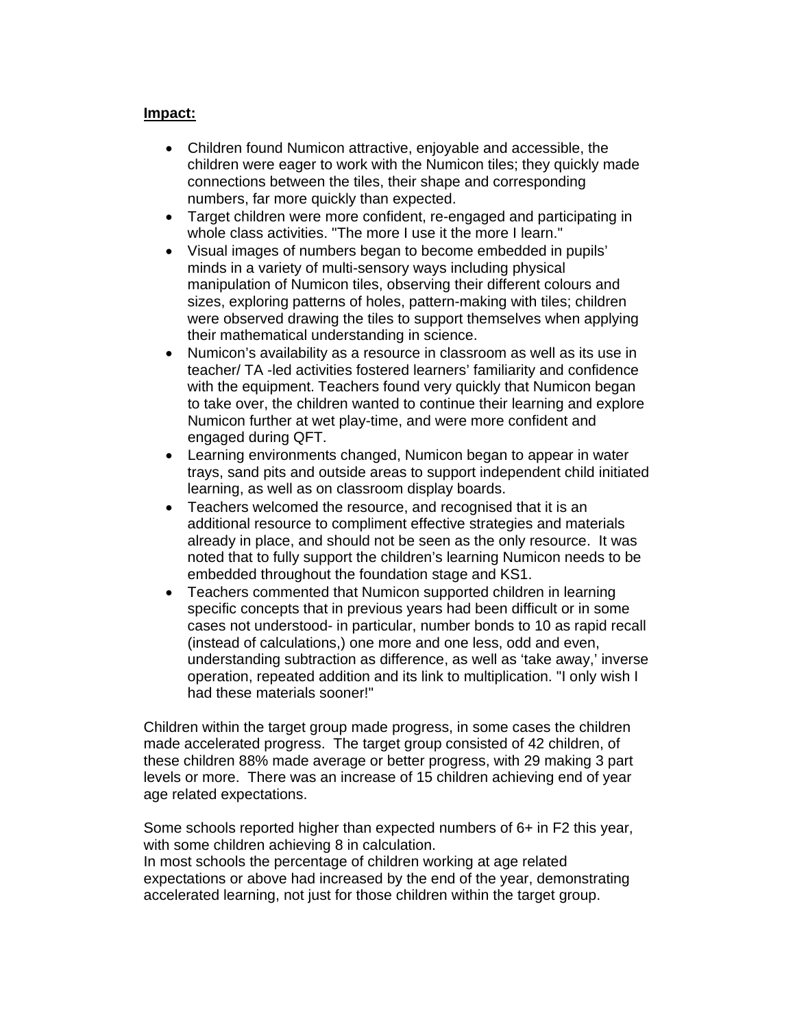**Impact:**

- Children found Numicon attractive, enjoyable and accessible, the children were eager to work with the Numicon tiles; they quickly made connections between the tiles, their shape and corresponding numbers, far more quickly than expected.
- Target children were more confident, re-engaged and participating in whole class activities. "The more I use it the more I learn."
- Visual images of numbers began to become embedded in pupils' minds in a variety of multi-sensory ways including physical manipulation of Numicon tiles, observing their different colours and sizes, exploring patterns of holes, pattern-making with tiles; children were observed drawing the tiles to support themselves when applying their mathematical understanding in science.
- Numicon's availability as a resource in classroom as well as its use in teacher/ TA -led activities fostered learners' familiarity and confidence with the equipment. Teachers found very quickly that Numicon began to take over, the children wanted to continue their learning and explore Numicon further at wet play-time, and were more confident and engaged during QFT.
- Learning environments changed, Numicon began to appear in water trays, sand pits and outside areas to support independent child initiated learning, as well as on classroom display boards.
- Teachers welcomed the resource, and recognised that it is an additional resource to compliment effective strategies and materials already in place, and should not be seen as the only resource. It was noted that to fully support the children's learning Numicon needs to be embedded throughout the foundation stage and KS1.
- Teachers commented that Numicon supported children in learning specific concepts that in previous years had been difficult or in some cases not understood- in particular, number bonds to 10 as rapid recall (instead of calculations,) one more and one less, odd and even, understanding subtraction as difference, as well as 'take away,' inverse operation, repeated addition and its link to multiplication. "I only wish I had these materials sooner!"

Children within the target group made progress, in some cases the children made accelerated progress. The target group consisted of 42 children, of these children 88% made average or better progress, with 29 making 3 part levels or more. There was an increase of 15 children achieving end of year age related expectations.

Some schools reported higher than expected numbers of 6+ in F2 this year, with some children achieving 8 in calculation.
In most schools the percentage of children working at age related expectations or above had increased by the end of the year, demonstrating accelerated learning, not just for those children within the target group.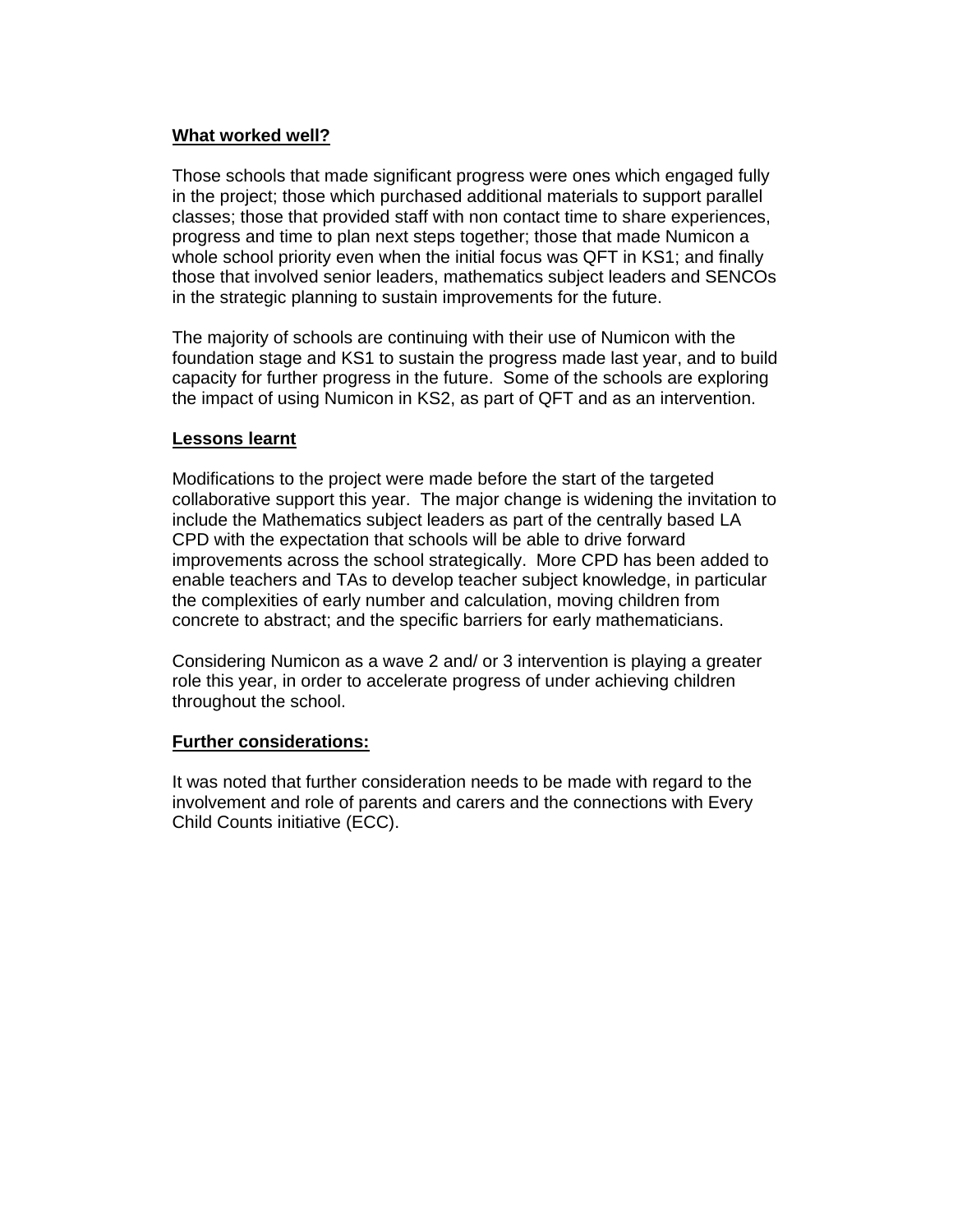**<u>What worked well?</u>**

Those schools that made significant progress were ones which engaged fully in the project; those which purchased additional materials to support parallel classes; those that provided staff with non contact time to share experiences, progress and time to plan next steps together; those that made Numicon a whole school priority even when the initial focus was QFT in KS1; and finally those that involved senior leaders, mathematics subject leaders and SENCOs in the strategic planning to sustain improvements for the future.

The majority of schools are continuing with their use of Numicon with the foundation stage and KS1 to sustain the progress made last year, and to build capacity for further progress in the future. Some of the schools are exploring the impact of using Numicon in KS2, as part of QFT and as an intervention.

**<u>Lessons learnt</u>**

Modifications to the project were made before the start of the targeted collaborative support this year. The major change is widening the invitation to include the Mathematics subject leaders as part of the centrally based LA CPD with the expectation that schools will be able to drive forward improvements across the school strategically. More CPD has been added to enable teachers and TAs to develop teacher subject knowledge, in particular the complexities of early number and calculation, moving children from concrete to abstract; and the specific barriers for early mathematicians.

Considering Numicon as a wave 2 and/ or 3 intervention is playing a greater role this year, in order to accelerate progress of under achieving children throughout the school.

**<u>Further considerations:</u>**

It was noted that further consideration needs to be made with regard to the involvement and role of parents and carers and the connections with Every Child Counts initiative (ECC).